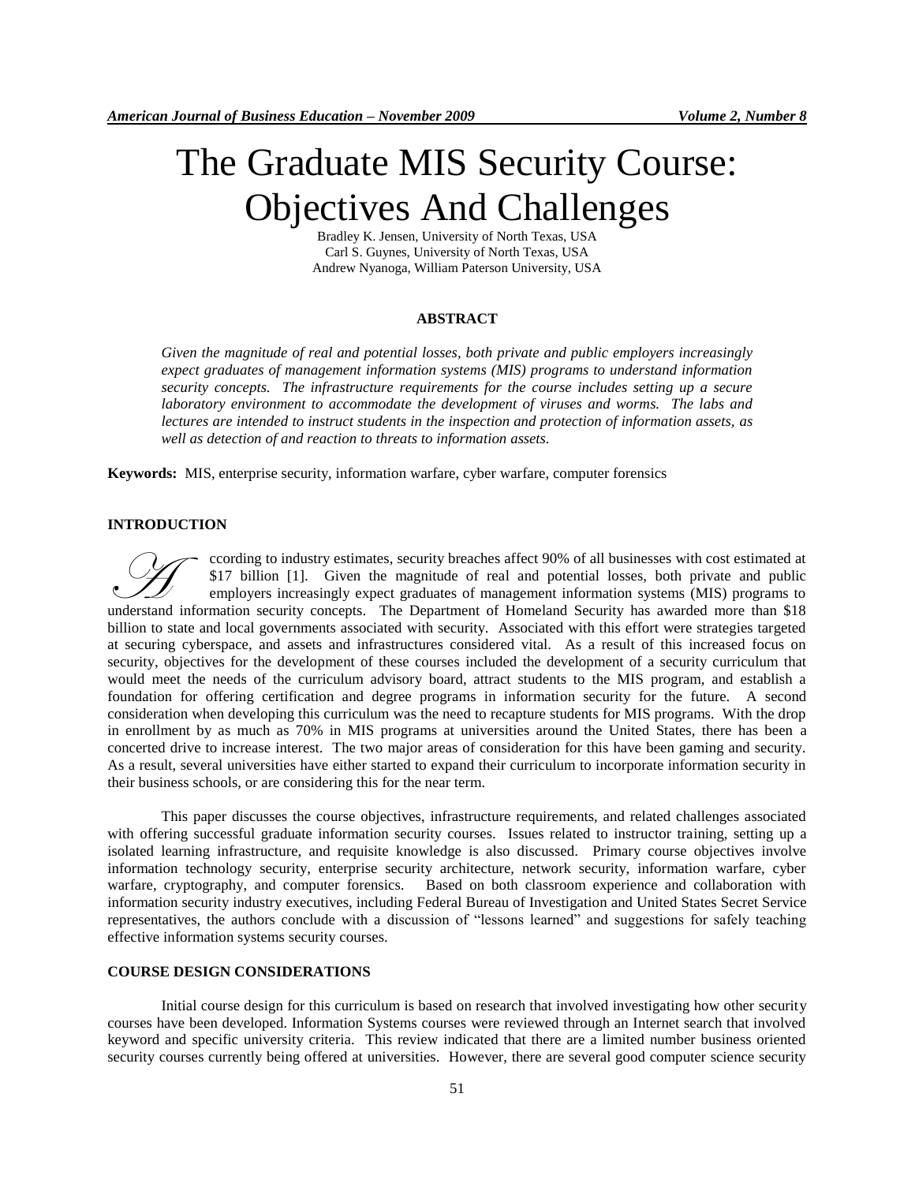# The Graduate MIS Security Course: Objectives And Challenges

Bradley K. Jensen, University of North Texas, USA
Carl S. Guynes, University of North Texas, USA
Andrew Nyanoga, William Paterson University, USA

## ABSTRACT

*Given the magnitude of real and potential losses, both private and public employers increasingly expect graduates of management information systems (MIS) programs to understand information security concepts. The infrastructure requirements for the course includes setting up a secure laboratory environment to accommodate the development of viruses and worms. The labs and lectures are intended to instruct students in the inspection and protection of information assets, as well as detection of and reaction to threats to information assets.*

**Keywords:** MIS, enterprise security, information warfare, cyber warfare, computer forensics

## INTRODUCTION

According to industry estimates, security breaches affect 90% of all businesses with cost estimated at $17 billion [1]. Given the magnitude of real and potential losses, both private and public employers increasingly expect graduates of management information systems (MIS) programs to understand information security concepts. The Department of Homeland Security has awarded more than $18 billion to state and local governments associated with security. Associated with this effort were strategies targeted at securing cyberspace, and assets and infrastructures considered vital. As a result of this increased focus on security, objectives for the development of these courses included the development of a security curriculum that would meet the needs of the curriculum advisory board, attract students to the MIS program, and establish a foundation for offering certification and degree programs in information security for the future. A second consideration when developing this curriculum was the need to recapture students for MIS programs. With the drop in enrollment by as much as 70% in MIS programs at universities around the United States, there has been a concerted drive to increase interest. The two major areas of consideration for this have been gaming and security. As a result, several universities have either started to expand their curriculum to incorporate information security in their business schools, or are considering this for the near term.

This paper discusses the course objectives, infrastructure requirements, and related challenges associated with offering successful graduate information security courses. Issues related to instructor training, setting up a isolated learning infrastructure, and requisite knowledge is also discussed. Primary course objectives involve information technology security, enterprise security architecture, network security, information warfare, cyber warfare, cryptography, and computer forensics. Based on classroom experience and collaboration with information security industry executives, including Federal Bureau of Investigation and United States Secret Service representatives, the authors conclude with a discussion of "lessons learned" and suggestions for safely teaching effective information systems security courses.

## COURSE DESIGN CONSIDERATIONS

Initial course design for this curriculum is based on research that involved investigating how other security courses have been developed. Information Systems courses were reviewed through an Internet search that involved keyword and specific university criteria. This review indicated that there are a limited number business oriented security courses currently being offered at universities. However, there are several good computer science security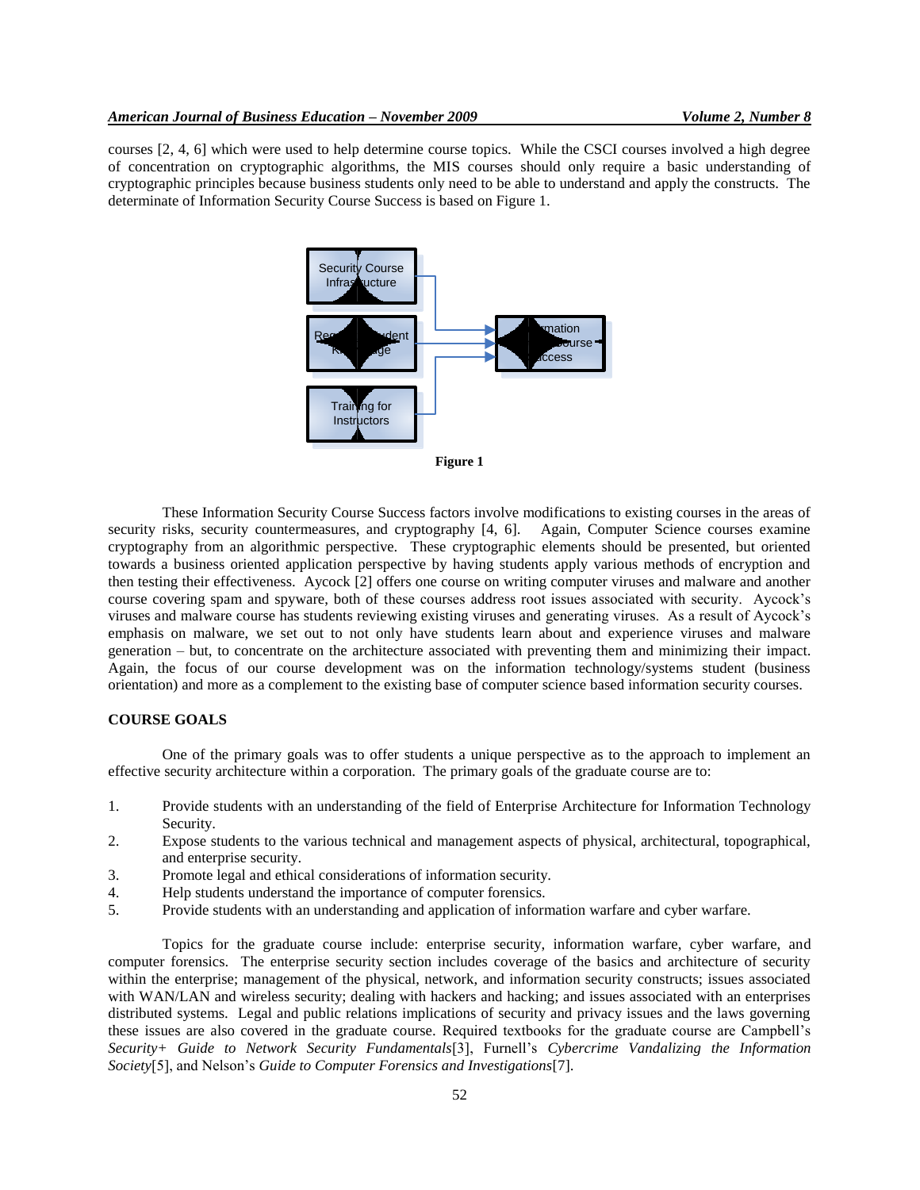courses [2, 4, 6] which were used to help determine course topics. While the CSCI courses involved a high degree of concentration on cryptographic algorithms, the MIS courses should only require a basic understanding of cryptographic principles because business students only need to be able to understand and apply the constructs. The determinate of Information Security Course Success is based on Figure 1.

**Figure 1**

These Information Security Course Success factors involve modifications to existing courses in the areas of security risks, security countermeasures, and cryptography [4, 6]. Again, Computer Science courses examine cryptography from an algorithmic perspective. These cryptographic elements should be presented, but oriented towards a business oriented application perspective by having students apply various methods of encryption and then testing their effectiveness. Aycock [2] offers one course on writing computer viruses and malware and another course covering spam and spyware, both of these courses address root issues associated with security. Aycock's viruses and malware course has students reviewing existing viruses and generating viruses. As a result of Aycock's emphasis on malware, we set out to not only have students learn about and experience viruses and malware generation – but, to concentrate on the architecture associated with preventing them and minimizing their impact. Again, the focus of our course development was on the information technology/systems student (business orientation) and more as a complement to the existing base of computer science based information security courses.

## COURSE GOALS

One of the primary goals was to offer students a unique perspective as to the approach to implement an effective security architecture within a corporation. The primary goals of the graduate course are to:

1. Provide students with an understanding of the field of Enterprise Architecture for Information Technology Security.
2. Expose students to the various technical and management aspects of physical, architectural, topographical, and enterprise security.
3. Promote legal and ethical considerations of information security.
4. Help students understand the importance of computer forensics.
5. Provide students with an understanding and application of information warfare and cyber warfare.

Topics for the graduate course include: enterprise security, information warfare, cyber warfare, and computer forensics. The enterprise security section includes coverage of the basics and architecture of security within the enterprise; management of the physical, network, and information security constructs; issues associated with WAN/LAN and wireless security; dealing with hackers and hacking; and issues associated with an enterprises distributed systems. Legal and public relations implications of security and privacy issues and the laws governing these issues are also covered in the graduate course. Required textbooks for the graduate course are Campbell's *Security+ Guide to Network Security Fundamentals*[3], Furnell's *Cybercrime Vandalizing the Information Society*[5], and Nelson's *Guide to Computer Forensics and Investigations*[7].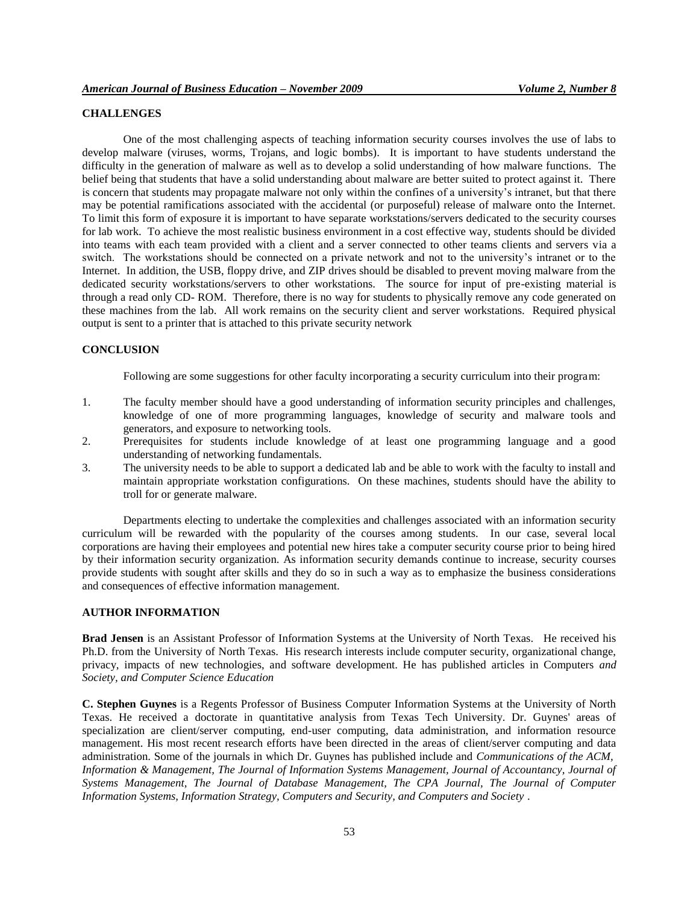## CHALLENGES

One of the most challenging aspects of teaching information security courses involves the use of labs to develop malware (viruses, worms, Trojans, and logic bombs). It is important to have students understand the difficulty in the generation of malware as well as to develop a solid understanding of how malware functions. The belief being that students that have a solid understanding about malware are better suited to protect against it. There is concern that students may propagate malware not only within the confines of a university's intranet, but that there may be potential ramifications associated with the accidental (or purposeful) release of malware onto the Internet. To limit this form of exposure it is important to have separate workstations/servers dedicated to the security courses for lab work. To achieve the most realistic business environment in a cost effective way, students should be divided into teams with each team provided with a client and a server connected to other teams clients and servers via a switch. The workstations should be connected on a private network and not to the university's intranet or to the Internet. In addition, the USB, floppy drive, and ZIP drives should be disabled to prevent moving malware from the dedicated security workstations/servers to other workstations. The source for input of pre-existing material is through a read only CD- ROM. Therefore, there is no way for students to physically remove any code generated on these machines from the lab. All work remains on the security client and server workstations. Required physical output is sent to a printer that is attached to this private security network

## CONCLUSION

Following are some suggestions for other faculty incorporating a security curriculum into their program:

1. The faculty member should have a good understanding of information security principles and challenges, knowledge of one of more programming languages, knowledge of security and malware tools and generators, and exposure to networking tools.
2. Prerequisites for students include knowledge of at least one programming language and a good understanding of networking fundamentals.
3. The university needs to be able to support a dedicated lab and be able to work with the faculty to install and maintain appropriate workstation configurations. On these machines, students should have the ability to troll for or generate malware.

Departments electing to undertake the complexities and challenges associated with an information security curriculum will be rewarded with the popularity of the courses among students. In our case, several local corporations are having their employees and potential new hires take a computer security course prior to being hired by their information security organization. As information security demands continue to increase, security courses provide students with sought after skills and they do so in such a way as to emphasize the business considerations and consequences of effective information management.

## AUTHOR INFORMATION

**Brad Jensen** is an Assistant Professor of Information Systems at the University of North Texas. He received his Ph.D. from the University of North Texas. His research interests include computer security, organizational change, privacy, impacts of new technologies, and software development. He has published articles in Computers *and Society, and Computer Science Education*

**C. Stephen Guynes** is a Regents Professor of Business Computer Information Systems at the University of North Texas. He received a doctorate in quantitative analysis from Texas Tech University. Dr. Guynes' areas of specialization are client/server computing, end-user computing, data administration, and information resource management. His most recent research efforts have been directed in the areas of client/server computing and data administration. Some of the journals in which Dr. Guynes has published include and *Communications of the ACM, Information & Management, The Journal of Information Systems Management, Journal of Accountancy, Journal of Systems Management, The Journal of Database Management, The CPA Journal, The Journal of Computer Information Systems, Information Strategy, Computers and Security, and Computers and Society* .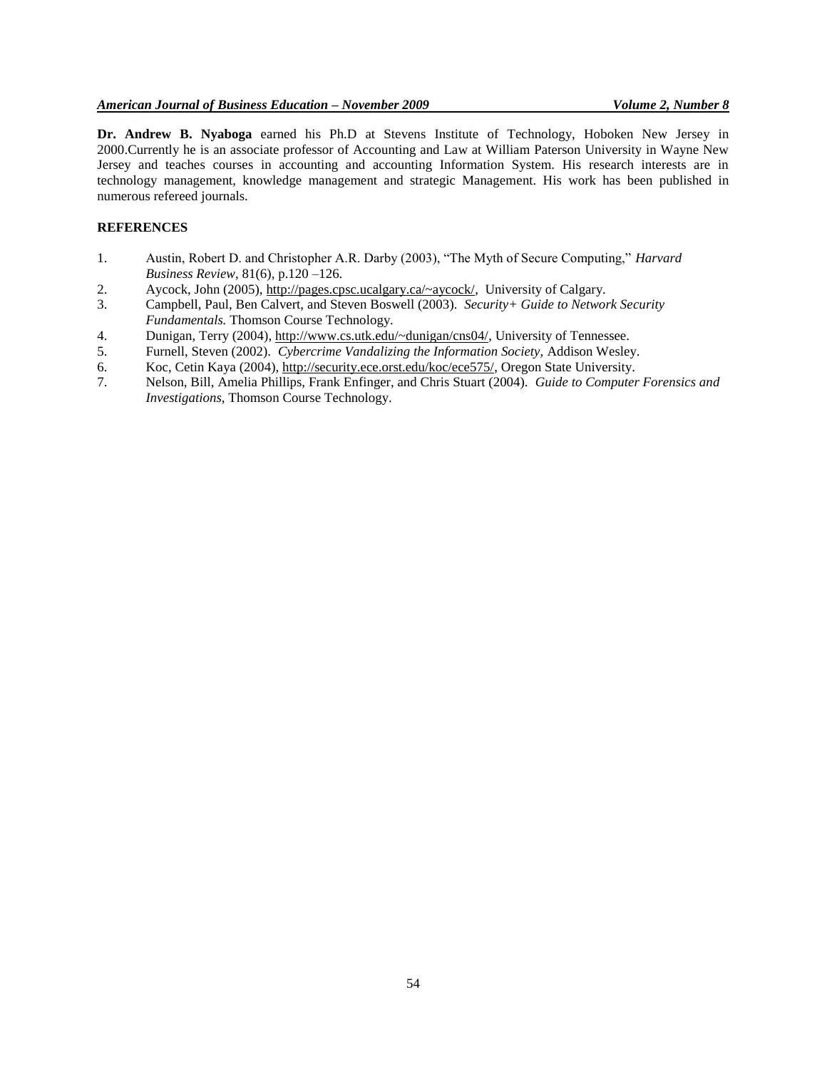**Dr. Andrew B. Nyaboga** earned his Ph.D at Stevens Institute of Technology, Hoboken New Jersey in 2000.Currently he is an associate professor of Accounting and Law at William Paterson University in Wayne New Jersey and teaches courses in accounting and accounting Information System. His research interests are in technology management, knowledge management and strategic Management. His work has been published in numerous refereed journals.

## REFERENCES

1. Austin, Robert D. and Christopher A.R. Darby (2003), "The Myth of Secure Computing," *Harvard Business Review*, 81(6), p.120 –126.
2. Aycock, John (2005), http://pages.cpsc.ucalgary.ca/~aycock/, University of Calgary.
3. Campbell, Paul, Ben Calvert, and Steven Boswell (2003). *Security+ Guide to Network Security Fundamentals.* Thomson Course Technology.
4. Dunigan, Terry (2004), http://www.cs.utk.edu/~dunigan/cns04/, University of Tennessee.
5. Furnell, Steven (2002). *Cybercrime Vandalizing the Information Society,* Addison Wesley.
6. Koc, Cetin Kaya (2004), http://security.ece.orst.edu/koc/ece575/, Oregon State University.
7. Nelson, Bill, Amelia Phillips, Frank Enfinger, and Chris Stuart (2004). *Guide to Computer Forensics and Investigations,* Thomson Course Technology.